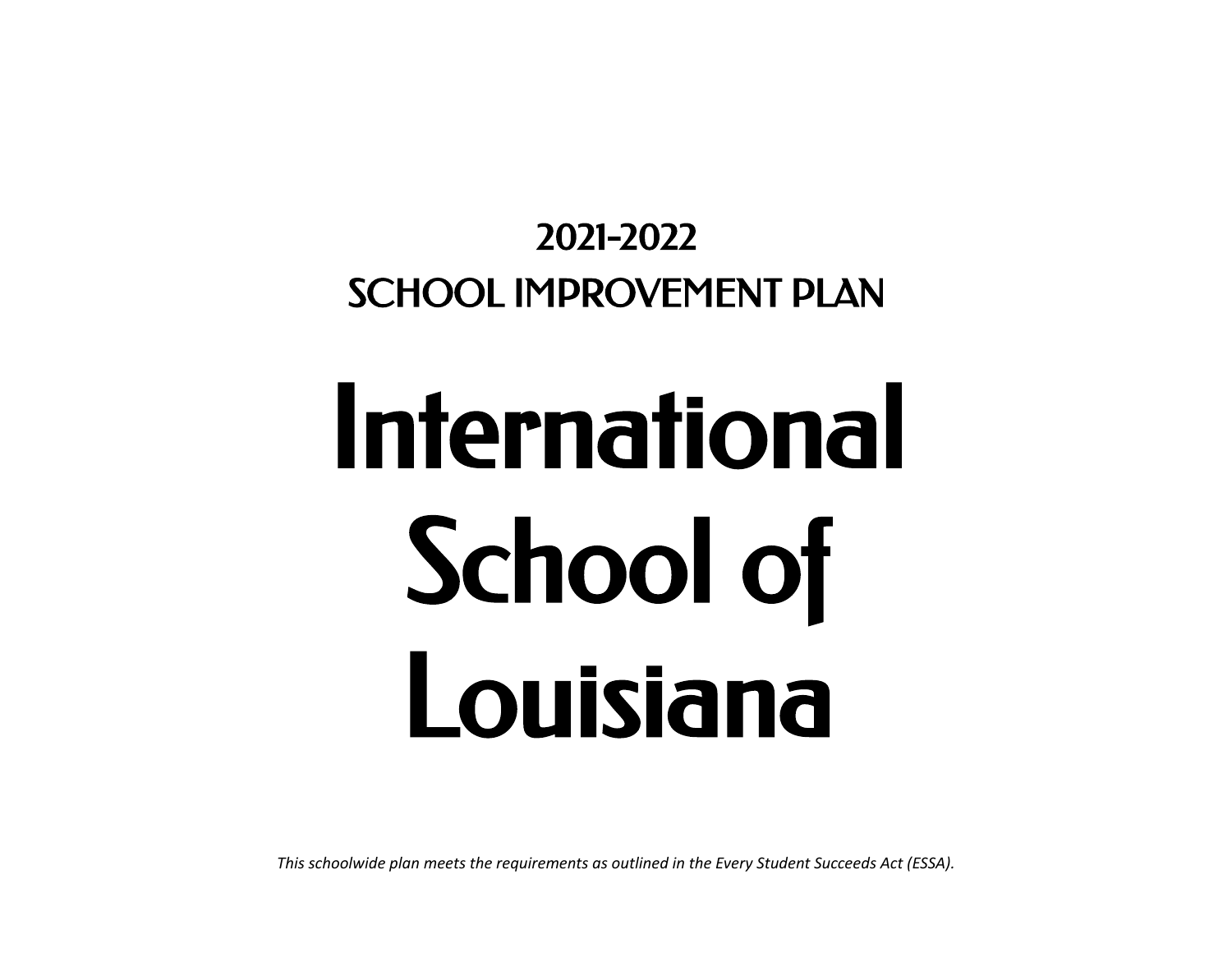## 2021-2022

## SCHOOL IMPROVEMENT PLAN

# International School of Louisiana

*This schoolwide plan meets the requirements as outlined in the Every Student Succeeds Act (ESSA).*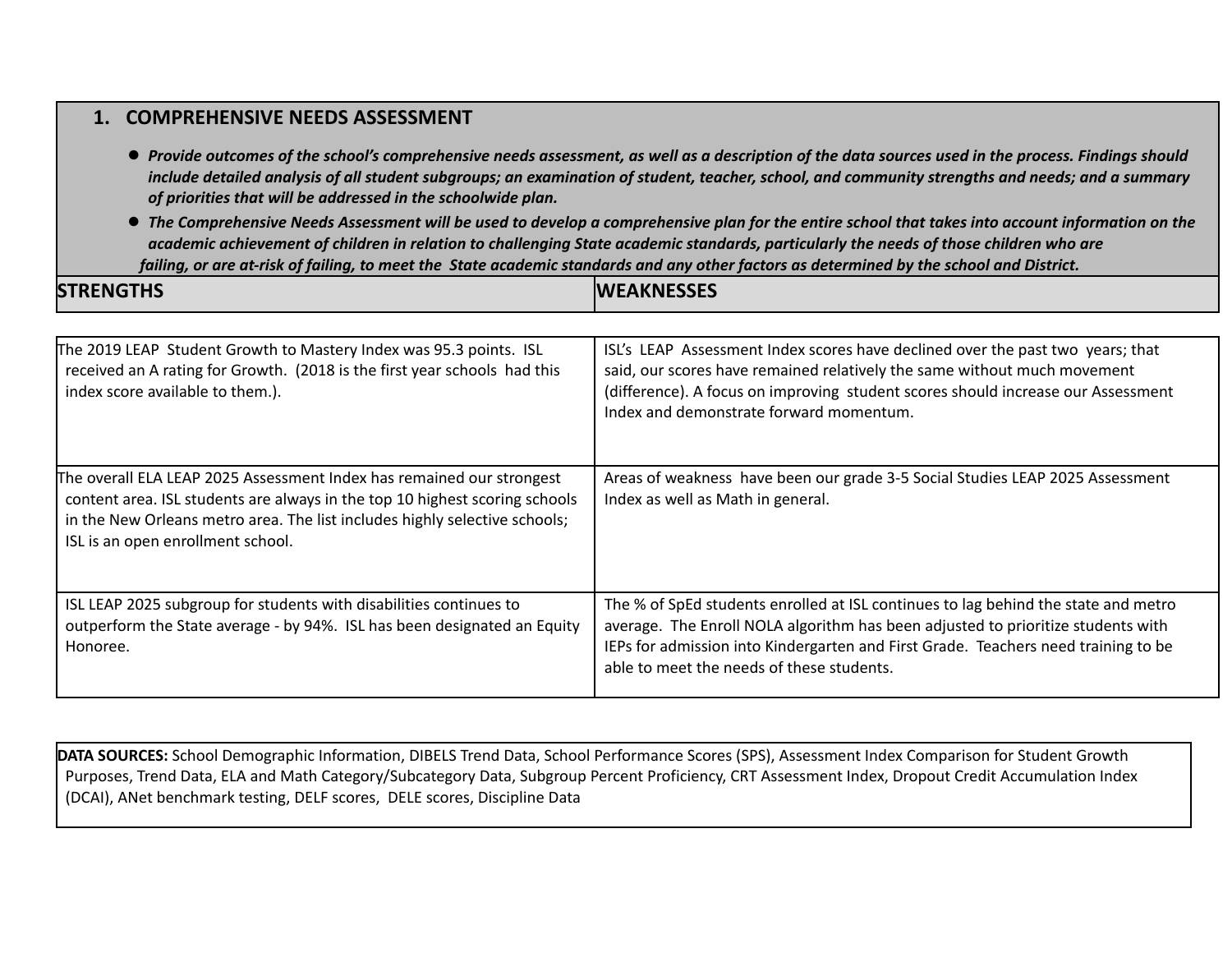## 1. COMPREHENSIVE NEEDS ASSESSMENT

- ***Provide outcomes of the school's comprehensive needs assessment, as well as a description of the data sources used in the process. Findings should include detailed analysis of all student subgroups; an examination of student, teacher, school, and community strengths and needs; and a summary of priorities that will be addressed in the schoolwide plan.***
- ***The Comprehensive Needs Assessment will be used to develop a comprehensive plan for the entire school that takes into account information on the academic achievement of children in relation to challenging State academic standards, particularly the needs of those children who are failing, or are at-risk of failing, to meet the State academic standards and any other factors as determined by the school and District.***

| STRENGTHS | WEAKNESSES |
|---|---|
| The 2019 LEAP Student Growth to Mastery Index was 95.3 points. ISL received an A rating for Growth. (2018 is the first year schools had this index score available to them.). | ISL's LEAP Assessment Index scores have declined over the past two years; that said, our scores have remained relatively the same without much movement (difference). A focus on improving student scores should increase our Assessment Index and demonstrate forward momentum. |
| The overall ELA LEAP 2025 Assessment Index has remained our strongest content area. ISL students are always in the top 10 highest scoring schools in the New Orleans metro area. The list includes highly selective schools; ISL is an open enrollment school. | Areas of weakness have been our grade 3-5 Social Studies LEAP 2025 Assessment Index as well as Math in general. |
| ISL LEAP 2025 subgroup for students with disabilities continues to outperform the State average - by 94%. ISL has been designated an Equity Honoree. | The % of SpEd students enrolled at ISL continues to lag behind the state and metro average. The Enroll NOLA algorithm has been adjusted to prioritize students with IEPs for admission into Kindergarten and First Grade. Teachers need training to be able to meet the needs of these students. |

**DATA SOURCES:** School Demographic Information, DIBELS Trend Data, School Performance Scores (SPS), Assessment Index Comparison for Student Growth Purposes, Trend Data, ELA and Math Category/Subcategory Data, Subgroup Percent Proficiency, CRT Assessment Index, Dropout Credit Accumulation Index (DCAI), ANet benchmark testing, DELF scores, DELE scores, Discipline Data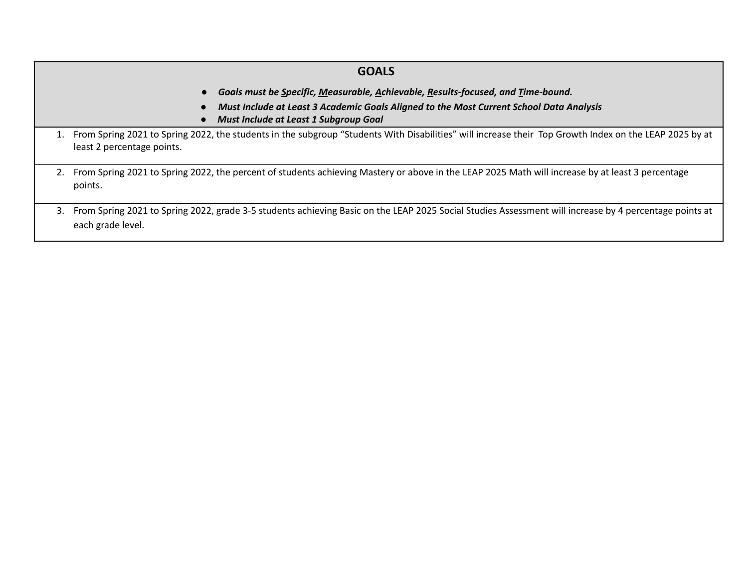## GOALS

- ***Goals must be Specific, Measurable, Achievable, Results-focused, and Time-bound.***
- ***Must Include at Least 3 Academic Goals Aligned to the Most Current School Data Analysis***
- ***Must Include at Least 1 Subgroup Goal***

1. From Spring 2021 to Spring 2022, the students in the subgroup "Students With Disabilities" will increase their Top Growth Index on the LEAP 2025 by at least 2 percentage points.
2. From Spring 2021 to Spring 2022, the percent of students achieving Mastery or above in the LEAP 2025 Math will increase by at least 3 percentage points.
3. From Spring 2021 to Spring 2022, grade 3-5 students achieving Basic on the LEAP 2025 Social Studies Assessment will increase by 4 percentage points at each grade level.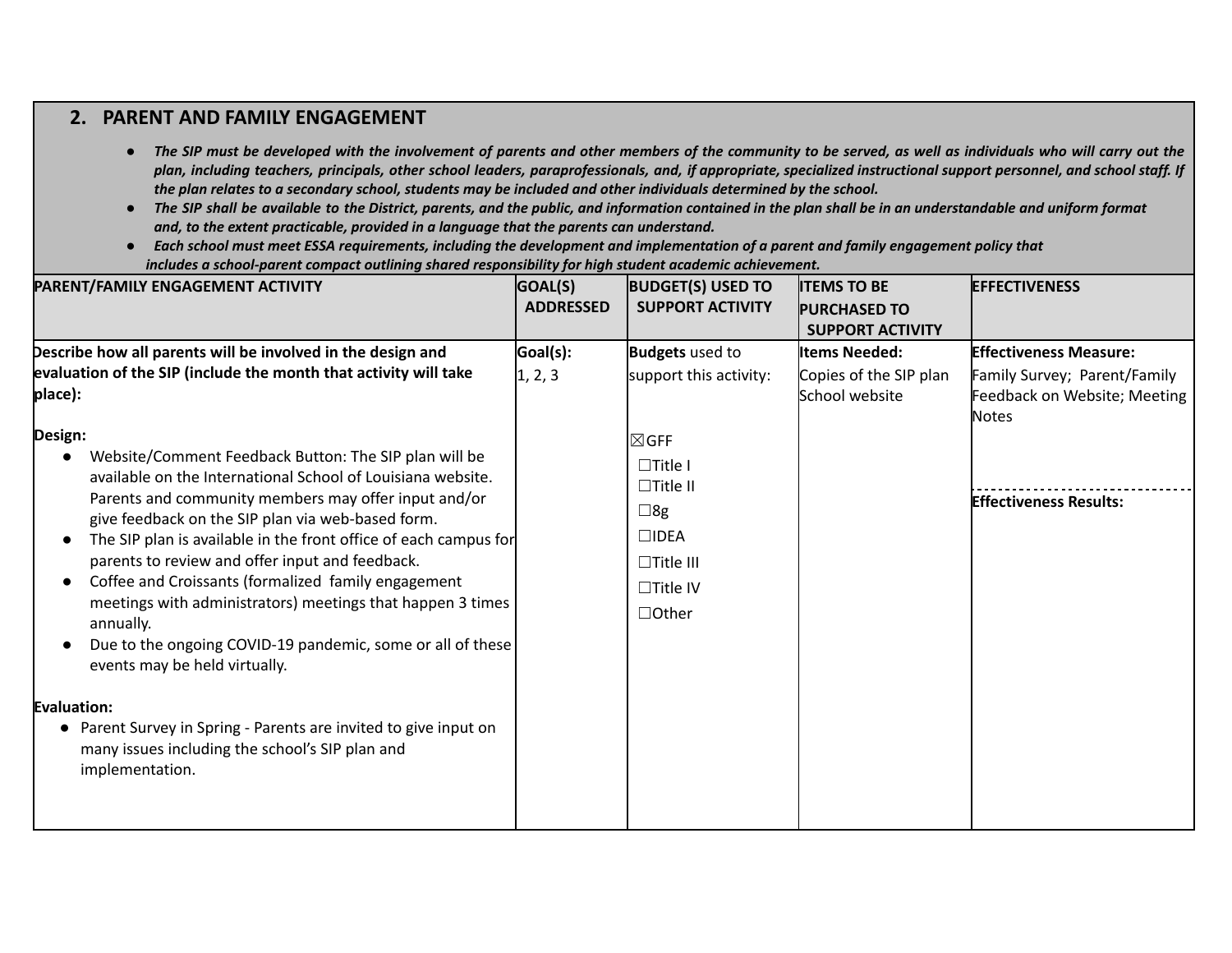## 2. PARENT AND FAMILY ENGAGEMENT

- ***The SIP must be developed with the involvement of parents and other members of the community to be served, as well as individuals who will carry out the plan, including teachers, principals, other school leaders, paraprofessionals, and, if appropriate, specialized instructional support personnel, and school staff. If the plan relates to a secondary school, students may be included and other individuals determined by the school.***
- ***The SIP shall be available to the District, parents, and the public, and information contained in the plan shall be in an understandable and uniform format and, to the extent practicable, provided in a language that the parents can understand.***
- ***Each school must meet ESSA requirements, including the development and implementation of a parent and family engagement policy that includes a school-parent compact outlining shared responsibility for high student academic achievement.***

| PARENT/FAMILY ENGAGEMENT ACTIVITY | GOAL(S) ADDRESSED | BUDGET(S) USED TO SUPPORT ACTIVITY | ITEMS TO BE PURCHASED TO SUPPORT ACTIVITY | EFFECTIVENESS |
|---|---|---|---|---|
| **Describe how all parents will be involved in the design and evaluation of the SIP (include the month that activity will take place):**<br><br>**Design:**<br>• Website/Comment Feedback Button: The SIP plan will be available on the International School of Louisiana website. Parents and community members may offer input and/or give feedback on the SIP plan via web-based form.<br>• The SIP plan is available in the front office of each campus for parents to review and offer input and feedback.<br>• Coffee and Croissants (formalized family engagement meetings with administrators) meetings that happen 3 times annually.<br>• Due to the ongoing COVID-19 pandemic, some or all of these events may be held virtually.<br><br>**Evaluation:**<br>• Parent Survey in Spring - Parents are invited to give input on many issues including the school's SIP plan and implementation. | **Goal(s):**<br>1, 2, 3 | **Budgets** used to support this activity:<br><br>☒GFF<br>☐Title I<br>☐Title II<br>☐8g<br>☐IDEA<br>☐Title III<br>☐Title IV<br>☐Other | **Items Needed:**<br>Copies of the SIP plan<br>School website | **Effectiveness Measure:**<br>Family Survey; Parent/Family Feedback on Website; Meeting Notes<br><br>**Effectiveness Results:** |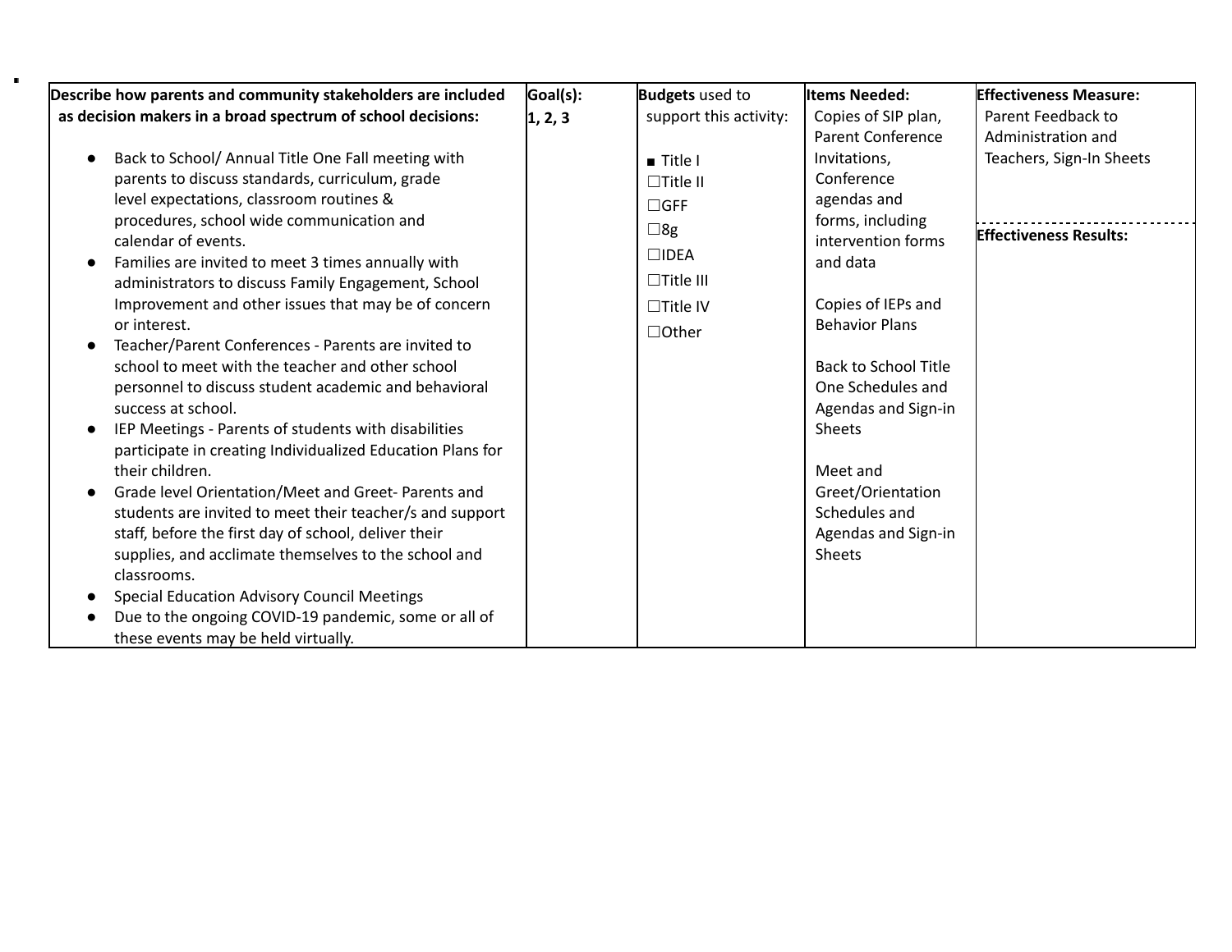| Describe how parents and community stakeholders are included as decision makers in a broad spectrum of school decisions: | Goal(s): | Budgets used to support this activity: | Items Needed: | Effectiveness Measure: |
|---|---|---|---|---|
| <ul><li>Back to School/ Annual Title One Fall meeting with parents to discuss standards, curriculum, grade level expectations, classroom routines & procedures, school wide communication and calendar of events.</li><li>Families are invited to meet 3 times annually with administrators to discuss Family Engagement, School Improvement and other issues that may be of concern or interest.</li><li>Teacher/Parent Conferences - Parents are invited to school to meet with the teacher and other school personnel to discuss student academic and behavioral success at school.</li><li>IEP Meetings - Parents of students with disabilities participate in creating Individualized Education Plans for their children.</li><li>Grade level Orientation/Meet and Greet- Parents and students are invited to meet their teacher/s and support staff, before the first day of school, deliver their supplies, and acclimate themselves to the school and classrooms.</li><li>Special Education Advisory Council Meetings</li><li>Due to the ongoing COVID-19 pandemic, some or all of these events may be held virtually.</li></ul> | **1, 2, 3** | ■ Title I<br>☐Title II<br>☐GFF<br>☐8g<br>☐IDEA<br>☐Title III<br>☐Title IV<br>☐Other | Copies of SIP plan, Parent Conference Invitations, Conference agendas and forms, including intervention forms and data<br><br>Copies of IEPs and Behavior Plans<br><br>Back to School Title One Schedules and Agendas and Sign-in Sheets<br><br>Meet and Greet/Orientation Schedules and Agendas and Sign-in Sheets | Parent Feedback to Administration and Teachers, Sign-In Sheets<br><br>**Effectiveness Results:** |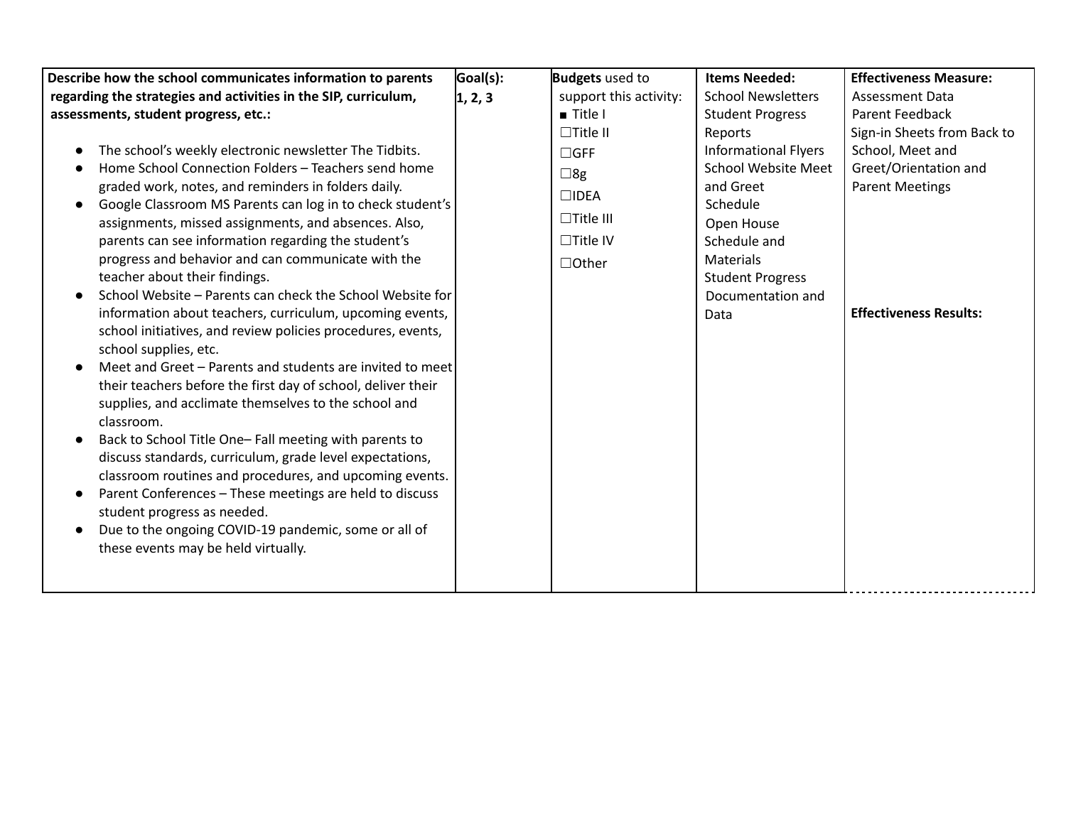| Describe how the school communicates information to parents regarding the strategies and activities in the SIP, curriculum, assessments, student progress, etc.: | Goal(s): | Budgets used to support this activity: | Items Needed: | Effectiveness Measure: |
|---|---|---|---|---|
| • The school's weekly electronic newsletter The Tidbits.<br>• Home School Connection Folders – Teachers send home graded work, notes, and reminders in folders daily.<br>• Google Classroom MS Parents can log in to check student's assignments, missed assignments, and absences. Also, parents can see information regarding the student's progress and behavior and can communicate with the teacher about their findings.<br>• School Website – Parents can check the School Website for information about teachers, curriculum, upcoming events, school initiatives, and review policies procedures, events, school supplies, etc.<br>• Meet and Greet – Parents and students are invited to meet their teachers before the first day of school, deliver their supplies, and acclimate themselves to the school and classroom.<br>• Back to School Title One– Fall meeting with parents to discuss standards, curriculum, grade level expectations, classroom routines and procedures, and upcoming events.<br>• Parent Conferences – These meetings are held to discuss student progress as needed.<br>• Due to the ongoing COVID-19 pandemic, some or all of these events may be held virtually. | 1, 2, 3 | ■ Title I<br>☐Title II<br>☐GFF<br>☐8g<br>☐IDEA<br>☐Title III<br>☐Title IV<br>☐Other | School Newsletters<br>Student Progress Reports<br>Informational Flyers<br>School Website Meet and Greet Schedule<br>Open House Schedule and Materials<br>Student Progress Documentation and Data | Assessment Data<br>Parent Feedback<br>Sign-in Sheets from Back to School, Meet and Greet/Orientation and Parent Meetings<br><br>**Effectiveness Results:** |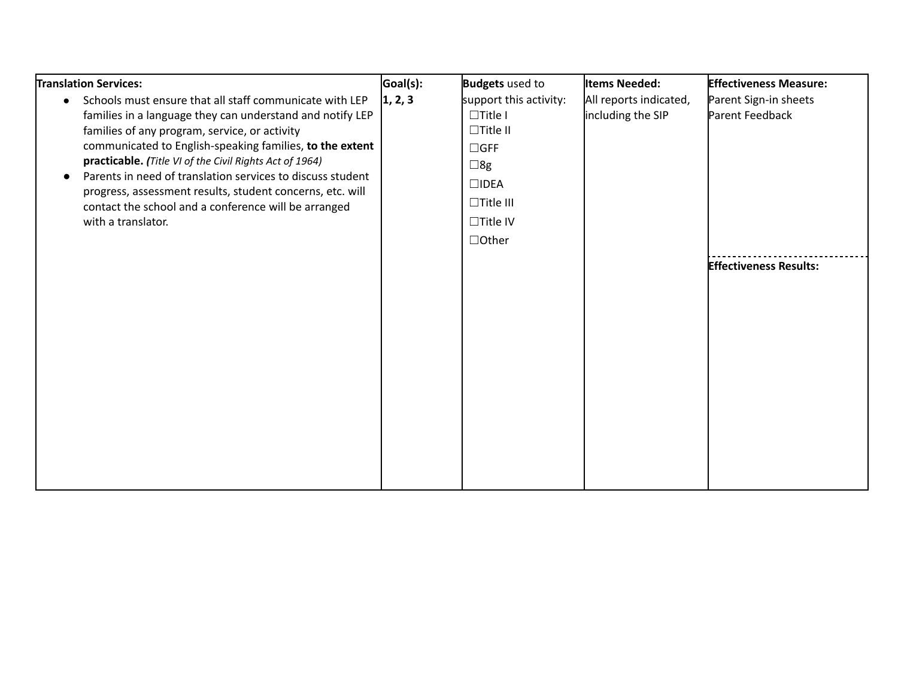| **Translation Services:** | **Goal(s):** | **Budgets** used to support this activity: | **Items Needed:** | **Effectiveness Measure:** |
|---|---|---|---|---|
| • Schools must ensure that all staff communicate with LEP families in a language they can understand and notify LEP families of any program, service, or activity communicated to English-speaking families, **to the extent practicable.** ***(****Title VI of the Civil Rights Act of 1964)*<br>• Parents in need of translation services to discuss student progress, assessment results, student concerns, etc. will contact the school and a conference will be arranged with a translator. | **1, 2, 3** | ☐Title I<br>☐Title II<br>☐GFF<br>☐8g<br>☐IDEA<br>☐Title III<br>☐Title IV<br>☐Other | All reports indicated, including the SIP | Parent Sign-in sheets<br>Parent Feedback<br><br>**Effectiveness Results:** |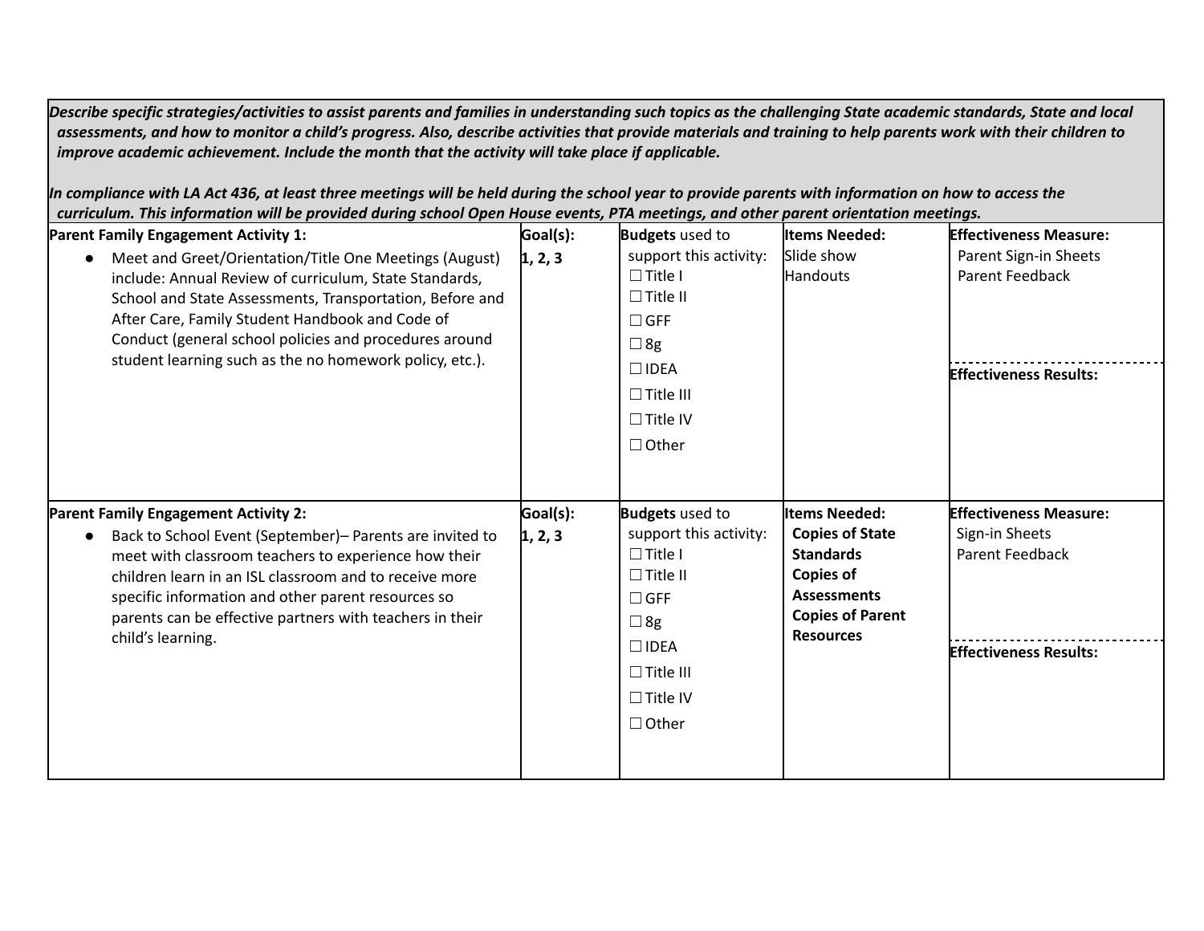***Describe specific strategies/activities to assist parents and families in understanding such topics as the challenging State academic standards, State and local assessments, and how to monitor a child's progress. Also, describe activities that provide materials and training to help parents work with their children to improve academic achievement. Include the month that the activity will take place if applicable.***

***In compliance with LA Act 436, at least three meetings will be held during the school year to provide parents with information on how to access the curriculum. This information will be provided during school Open House events, PTA meetings, and other parent orientation meetings.***

| **Parent Family Engagement Activity 1:** | **Goal(s):** | **Budgets** used to support this activity: | **Items Needed:** | **Effectiveness Measure:** |
|---|---|---|---|---|
| • Meet and Greet/Orientation/Title One Meetings (August) include: Annual Review of curriculum, State Standards, School and State Assessments, Transportation, Before and After Care, Family Student Handbook and Code of Conduct (general school policies and procedures around student learning such as the no homework policy, etc.). | **1, 2, 3** | ☐ Title I<br>☐ Title II<br>☐ GFF<br>☐ 8g<br>☐ IDEA<br>☐ Title III<br>☐ Title IV<br>☐ Other | Slide show<br>Handouts | Parent Sign-in Sheets<br>Parent Feedback<br><br>**Effectiveness Results:** |
| **Parent Family Engagement Activity 2:** | **Goal(s):** | **Budgets** used to support this activity: | **Items Needed:** | **Effectiveness Measure:** |
| • Back to School Event (September)– Parents are invited to meet with classroom teachers to experience how their children learn in an ISL classroom and to receive more specific information and other parent resources so parents can be effective partners with teachers in their child's learning. | **1, 2, 3** | ☐ Title I<br>☐ Title II<br>☐ GFF<br>☐ 8g<br>☐ IDEA<br>☐ Title III<br>☐ Title IV<br>☐ Other | **Copies of State Standards**<br>**Copies of Assessments**<br>**Copies of Parent Resources** | Sign-in Sheets<br>Parent Feedback<br><br>**Effectiveness Results:** |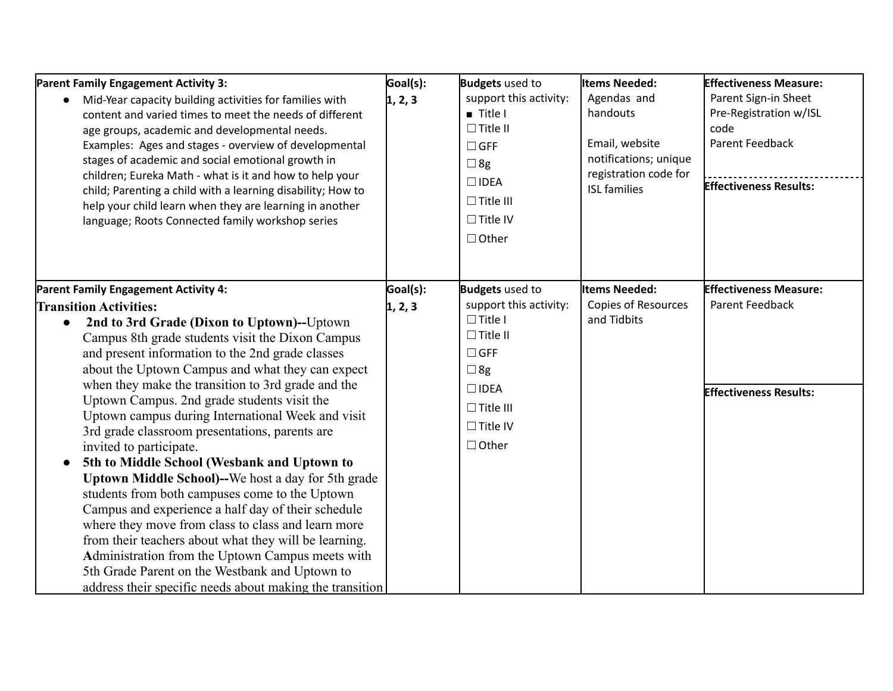| Parent Family Engagement Activity | Goal(s): | Budgets used to support this activity: | Items Needed: | Effectiveness Measure / Results |
|---|---|---|---|---|
| **Parent Family Engagement Activity 3:**<br>• Mid-Year capacity building activities for families with content and varied times to meet the needs of different age groups, academic and developmental needs. Examples: Ages and stages - overview of developmental stages of academic and social emotional growth in children; Eureka Math - what is it and how to help your child; Parenting a child with a learning disability; How to help your child learn when they are learning in another language; Roots Connected family workshop series | **1, 2, 3** | ■ Title I<br>☐ Title II<br>☐ GFF<br>☐ 8g<br>☐ IDEA<br>☐ Title III<br>☐ Title IV<br>☐ Other | Agendas and handouts<br><br>Email, website notifications; unique registration code for ISL families | **Effectiveness Measure:**<br>Parent Sign-in Sheet<br>Pre-Registration w/ISL code<br>Parent Feedback<br><br>**Effectiveness Results:** |
| **Parent Family Engagement Activity 4:**<br>**Transition Activities:**<br>• **2nd to 3rd Grade (Dixon to Uptown)--**Uptown Campus 8th grade students visit the Dixon Campus and present information to the 2nd grade classes about the Uptown Campus and what they can expect when they make the transition to 3rd grade and the Uptown Campus. 2nd grade students visit the Uptown campus during International Week and visit 3rd grade classroom presentations, parents are invited to participate.<br>• **5th to Middle School (Wesbank and Uptown to Uptown Middle School)--**We host a day for 5th grade students from both campuses come to the Uptown Campus and experience a half day of their schedule where they move from class to class and learn more from their teachers about what they will be learning. **A**dministration from the Uptown Campus meets with 5th Grade Parent on the Westbank and Uptown to address their specific needs about making the transition | **1, 2, 3** | ☐ Title I<br>☐ Title II<br>☐ GFF<br>☐ 8g<br>☐ IDEA<br>☐ Title III<br>☐ Title IV<br>☐ Other | Copies of Resources and Tidbits | **Effectiveness Measure:**<br>Parent Feedback<br><br>**Effectiveness Results:** |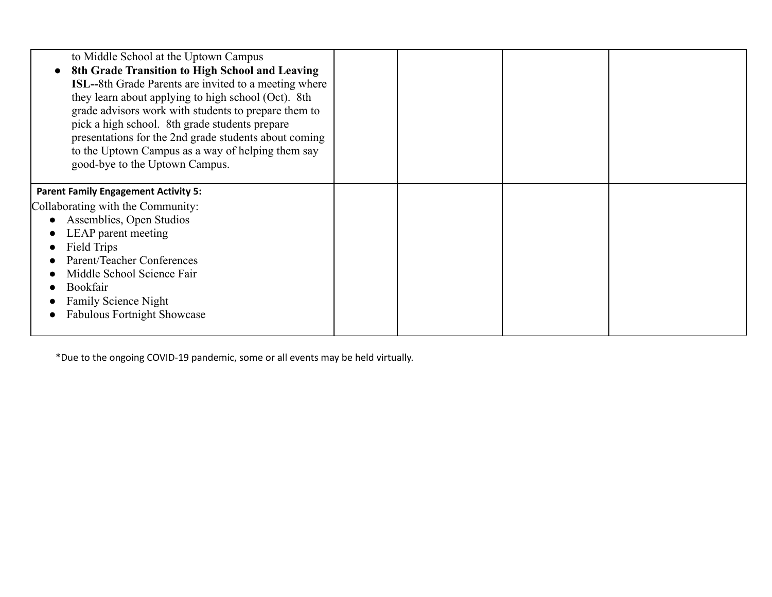| | | | | |
|---|---|---|---|---|
| to Middle School at the Uptown Campus<br>● **8th Grade Transition to High School and Leaving ISL--**8th Grade Parents are invited to a meeting where they learn about applying to high school (Oct). 8th grade advisors work with students to prepare them to pick a high school. 8th grade students prepare presentations for the 2nd grade students about coming to the Uptown Campus as a way of helping them say good-bye to the Uptown Campus. | | | | |
| **Parent Family Engagement Activity 5:**<br>Collaborating with the Community:<br>● Assemblies, Open Studios<br>● LEAP parent meeting<br>● Field Trips<br>● Parent/Teacher Conferences<br>● Middle School Science Fair<br>● Bookfair<br>● Family Science Night<br>● Fabulous Fortnight Showcase | | | | |

*Due to the ongoing COVID-19 pandemic, some or all events may be held virtually.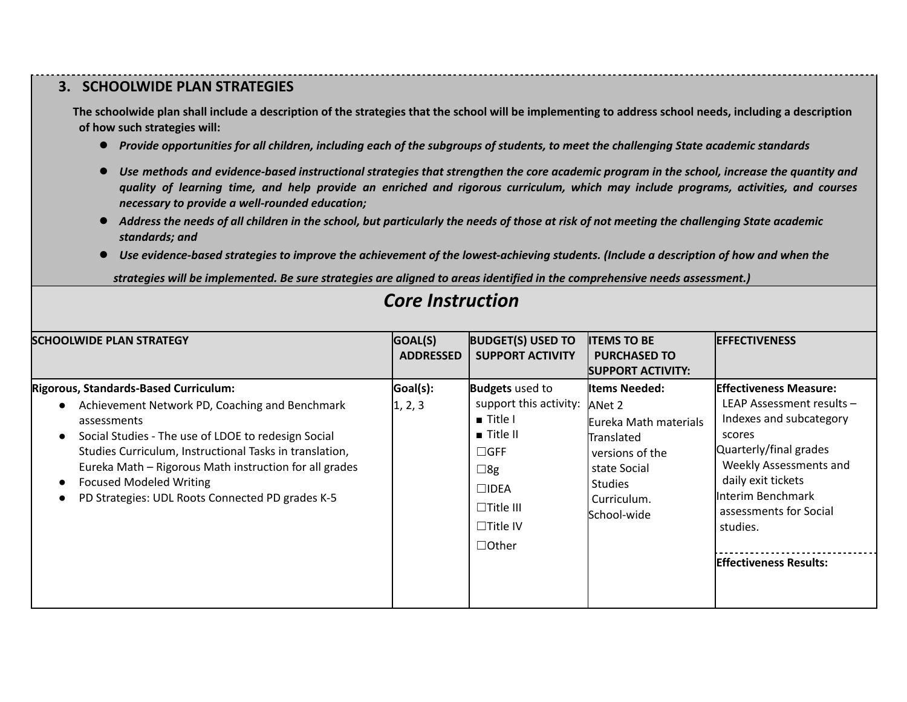### 3. SCHOOLWIDE PLAN STRATEGIES

**The schoolwide plan shall include a description of the strategies that the school will be implementing to address school needs, including a description of how such strategies will:**

- ***Provide opportunities for all children, including each of the subgroups of students, to meet the challenging State academic standards***
- ***Use methods and evidence-based instructional strategies that strengthen the core academic program in the school, increase the quantity and quality of learning time, and help provide an enriched and rigorous curriculum, which may include programs, activities, and courses necessary to provide a well-rounded education;***
- ***Address the needs of all children in the school, but particularly the needs of those at risk of not meeting the challenging State academic standards; and***
- ***Use evidence-based strategies to improve the achievement of the lowest-achieving students. (Include a description of how and when the strategies will be implemented. Be sure strategies are aligned to areas identified in the comprehensive needs assessment.)***

## *Core Instruction*

| SCHOOLWIDE PLAN STRATEGY | GOAL(S) ADDRESSED | BUDGET(S) USED TO SUPPORT ACTIVITY | ITEMS TO BE PURCHASED TO SUPPORT ACTIVITY: | EFFECTIVENESS |
|---|---|---|---|---|
| **Rigorous, Standards-Based Curriculum:**<br>● Achievement Network PD, Coaching and Benchmark assessments<br>● Social Studies - The use of LDOE to redesign Social Studies Curriculum, Instructional Tasks in translation, Eureka Math – Rigorous Math instruction for all grades<br>● Focused Modeled Writing<br>● PD Strategies: UDL Roots Connected PD grades K-5 | **Goal(s):**<br>1, 2, 3 | **Budgets** used to support this activity:<br>■ Title I<br>■ Title II<br>☐GFF<br>☐8g<br>☐IDEA<br>☐Title III<br>☐Title IV<br>☐Other | **Items Needed:**<br>ANet 2<br>Eureka Math materials<br>Translated versions of the state Social Studies Curriculum.<br>School-wide | **Effectiveness Measure:**<br>LEAP Assessment results – Indexes and subcategory scores<br>Quarterly/final grades<br>Weekly Assessments and daily exit tickets<br>Interim Benchmark assessments for Social studies.<br><br>**Effectiveness Results:** |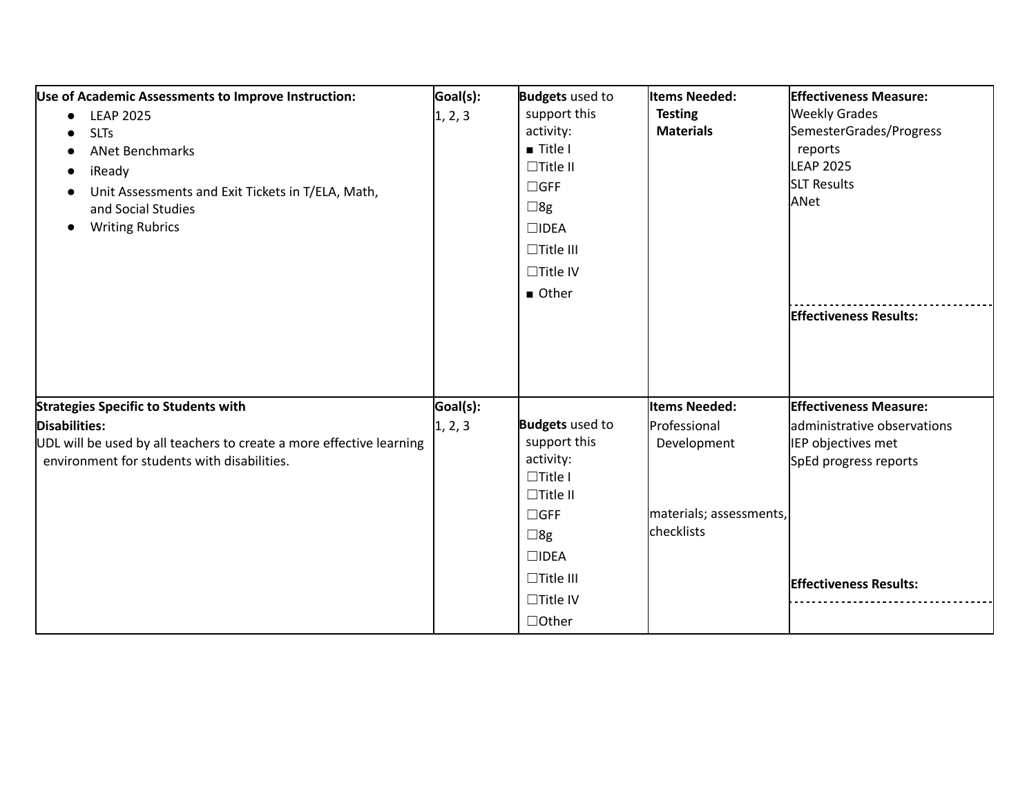| Use of Academic Assessments to Improve Instruction:<br>• LEAP 2025<br>• SLTs<br>• ANet Benchmarks<br>• iReady<br>• Unit Assessments and Exit Tickets in T/ELA, Math, and Social Studies<br>• Writing Rubrics | Goal(s):<br>1, 2, 3 | **Budgets** used to support this activity:<br>■ Title I<br>☐Title II<br>☐GFF<br>☐8g<br>☐IDEA<br>☐Title III<br>☐Title IV<br>■ Other | **Items Needed:**<br>**Testing Materials** | **Effectiveness Measure:**<br>Weekly Grades<br>SemesterGrades/Progress reports<br>LEAP 2025<br>SLT Results<br>ANet<br><br>**Effectiveness Results:** |
|---|---|---|---|---|
| **Strategies Specific to Students with Disabilities:**<br>UDL will be used by all teachers to create a more effective learning environment for students with disabilities. | **Goal(s):**<br>1, 2, 3 | **Budgets** used to support this activity:<br>☐Title I<br>☐Title II<br>☐GFF<br>☐8g<br>☐IDEA<br>☐Title III<br>☐Title IV<br>☐Other | **Items Needed:**<br>Professional Development<br><br>materials; assessments, checklists | **Effectiveness Measure:**<br>administrative observations<br>IEP objectives met<br>SpEd progress reports<br><br>**Effectiveness Results:** |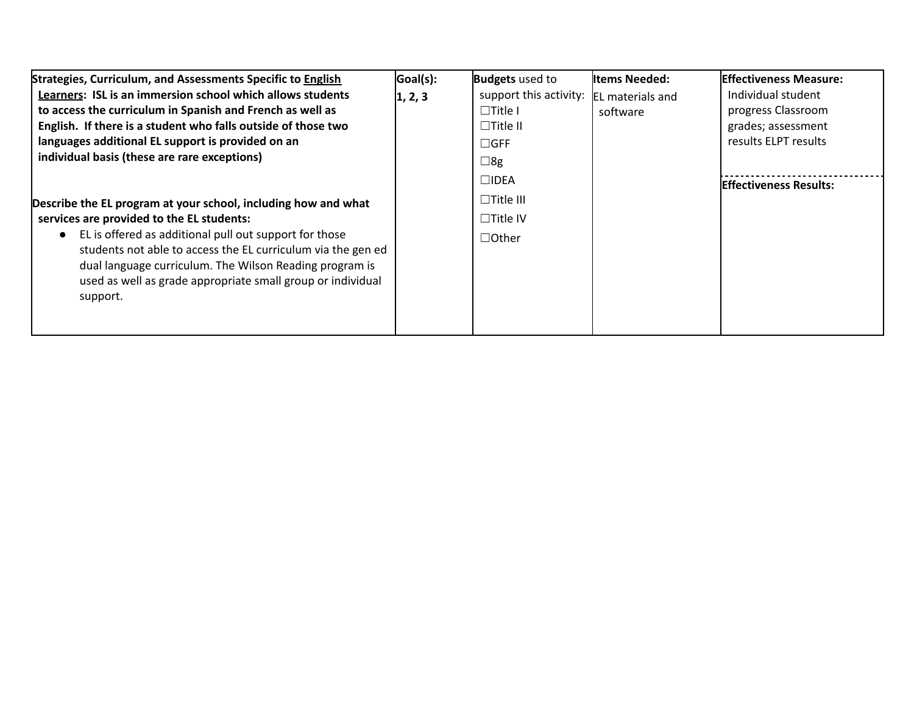| **Strategies, Curriculum, and Assessments Specific to English Learners: ISL is an immersion school which allows students to access the curriculum in Spanish and French as well as English. If there is a student who falls outside of those two languages additional EL support is provided on an individual basis (these are rare exceptions)**<br><br>**Describe the EL program at your school, including how and what services are provided to the EL students:**<br>● EL is offered as additional pull out support for those students not able to access the EL curriculum via the gen ed dual language curriculum. The Wilson Reading program is used as well as grade appropriate small group or individual support. | **Goal(s):**<br>**1, 2, 3** | **Budgets** used to support this activity:<br>☐Title I<br>☐Title II<br>☐GFF<br>☐8g<br>☐IDEA<br>☐Title III<br>☐Title IV<br>☐Other | **Items Needed:**<br>EL materials and software | **Effectiveness Measure:**<br>Individual student progress Classroom grades; assessment results ELPT results<br><br>**Effectiveness Results:** |
|---|---|---|---|---|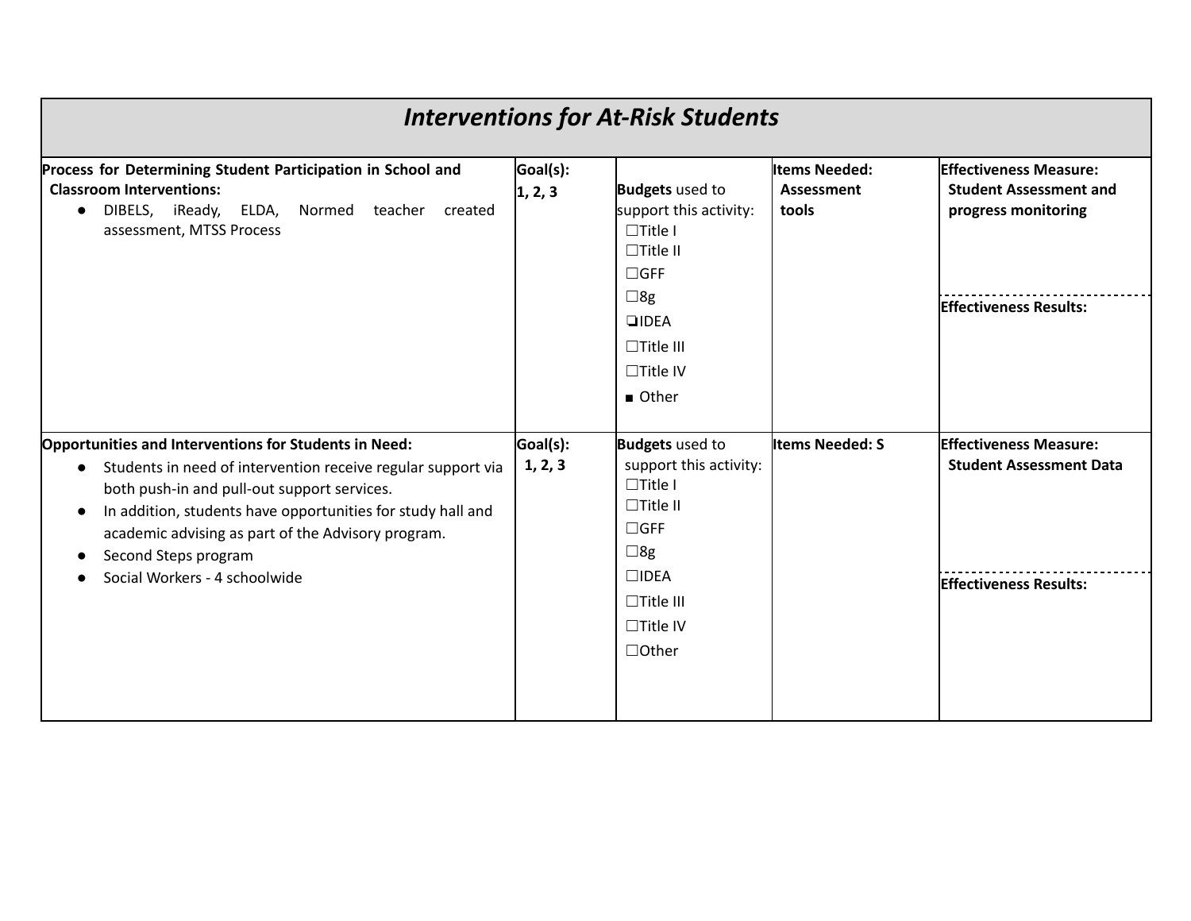# *Interventions for At-Risk Students*

| Process for Determining Student Participation in School and Classroom Interventions: | Goal(s): | Budgets used to support this activity: | Items Needed: | Effectiveness Measure: |
|---|---|---|---|---|
| • DIBELS, iReady, ELDA, Normed teacher created assessment, MTSS Process | 1, 2, 3 | ☐Title I<br>☐Title II<br>☐GFF<br>☐8g<br>❏IDEA<br>☐Title III<br>☐Title IV<br>■ Other | Assessment tools | Student Assessment and progress monitoring<br><br>**Effectiveness Results:** |
| **Opportunities and Interventions for Students in Need:**<br>• Students in need of intervention receive regular support via both push-in and pull-out support services.<br>• In addition, students have opportunities for study hall and academic advising as part of the Advisory program.<br>• Second Steps program<br>• Social Workers - 4 schoolwide | **Goal(s):**<br>1, 2, 3 | **Budgets** used to support this activity:<br>☐Title I<br>☐Title II<br>☐GFF<br>☐8g<br>☐IDEA<br>☐Title III<br>☐Title IV<br>☐Other | **Items Needed: S** | **Effectiveness Measure:**<br>Student Assessment Data<br><br>**Effectiveness Results:** |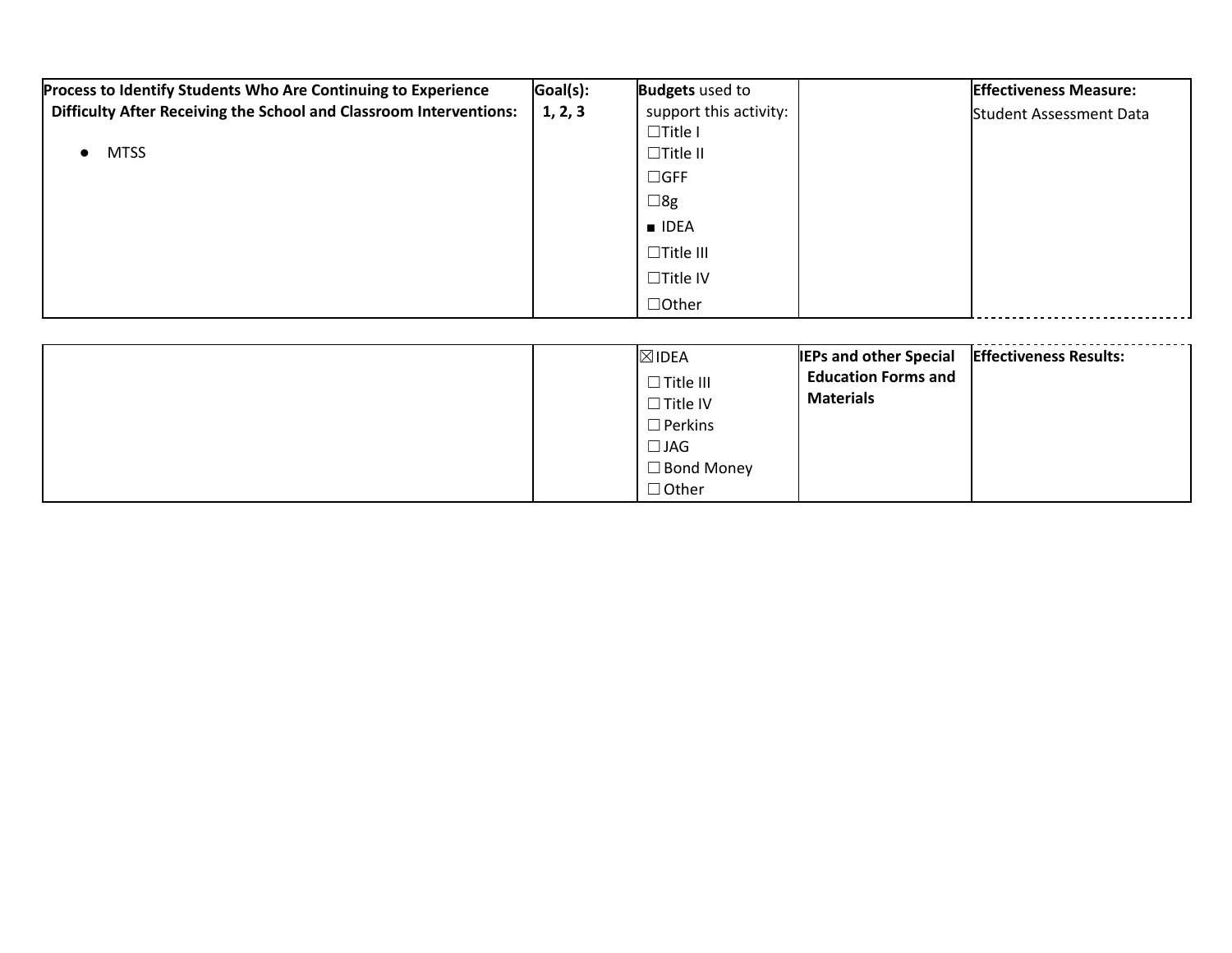| Process to Identify Students Who Are Continuing to Experience Difficulty After Receiving the School and Classroom Interventions:<br><br>● MTSS | Goal(s):<br>1, 2, 3 | **Budgets** used to support this activity:<br>☐Title I<br>☐Title II<br>☐GFF<br>☐8g<br>■ IDEA<br>☐Title III<br>☐Title IV<br>☐Other | | **Effectiveness Measure:**<br>Student Assessment Data |
|---|---|---|---|---|
| | | ☒IDEA<br>☐ Title III<br>☐ Title IV<br>☐ Perkins<br>☐ JAG<br>☐ Bond Money<br>☐ Other | **IEPs and other Special Education Forms and Materials** | **Effectiveness Results:** |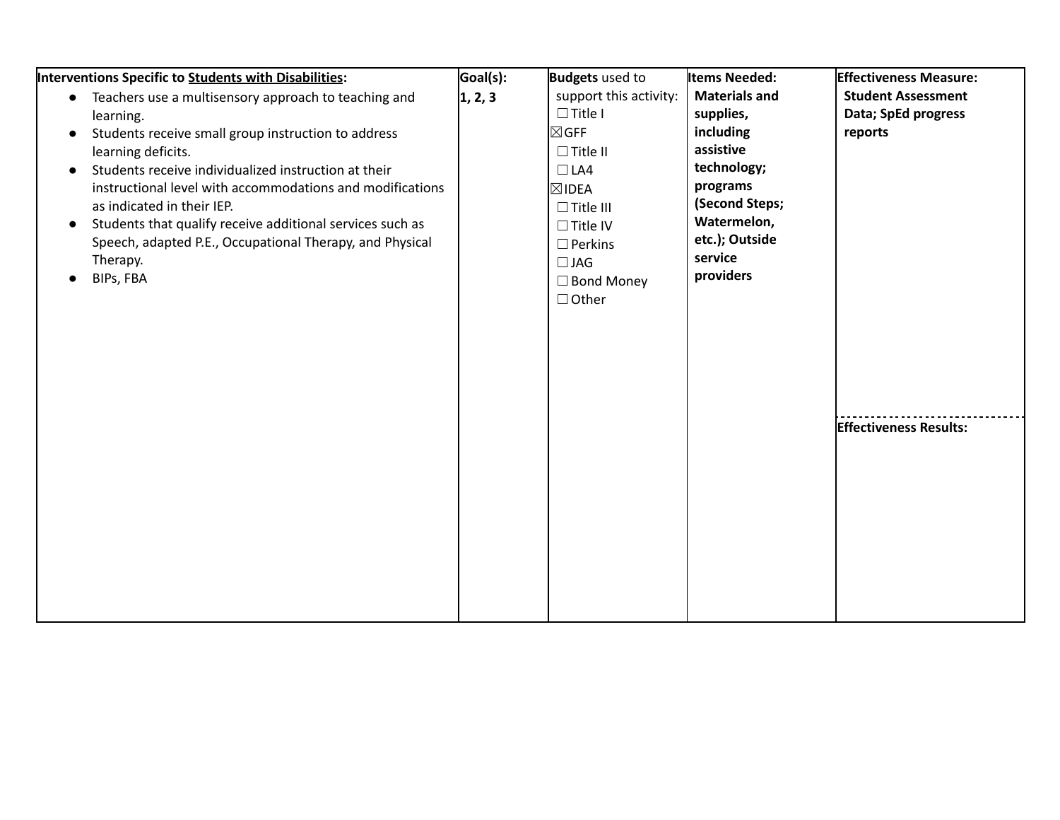| **Interventions Specific to <u>Students with Disabilities</u>:** | **Goal(s):** | **Budgets** used to support this activity: | **Items Needed:** | **Effectiveness Measure:** |
|---|---|---|---|---|
| • Teachers use a multisensory approach to teaching and learning.<br>• Students receive small group instruction to address learning deficits.<br>• Students receive individualized instruction at their instructional level with accommodations and modifications as indicated in their IEP.<br>• Students that qualify receive additional services such as Speech, adapted P.E., Occupational Therapy, and Physical Therapy.<br>• BIPs, FBA | **1, 2, 3** | ☐ Title I<br>☒ GFF<br>☐ Title II<br>☐ LA4<br>☒ IDEA<br>☐ Title III<br>☐ Title IV<br>☐ Perkins<br>☐ JAG<br>☐ Bond Money<br>☐ Other | **Materials and supplies, including assistive technology; programs (Second Steps; Watermelon, etc.); Outside service providers** | **Student Assessment Data; SpEd progress reports**<br><br>**Effectiveness Results:** |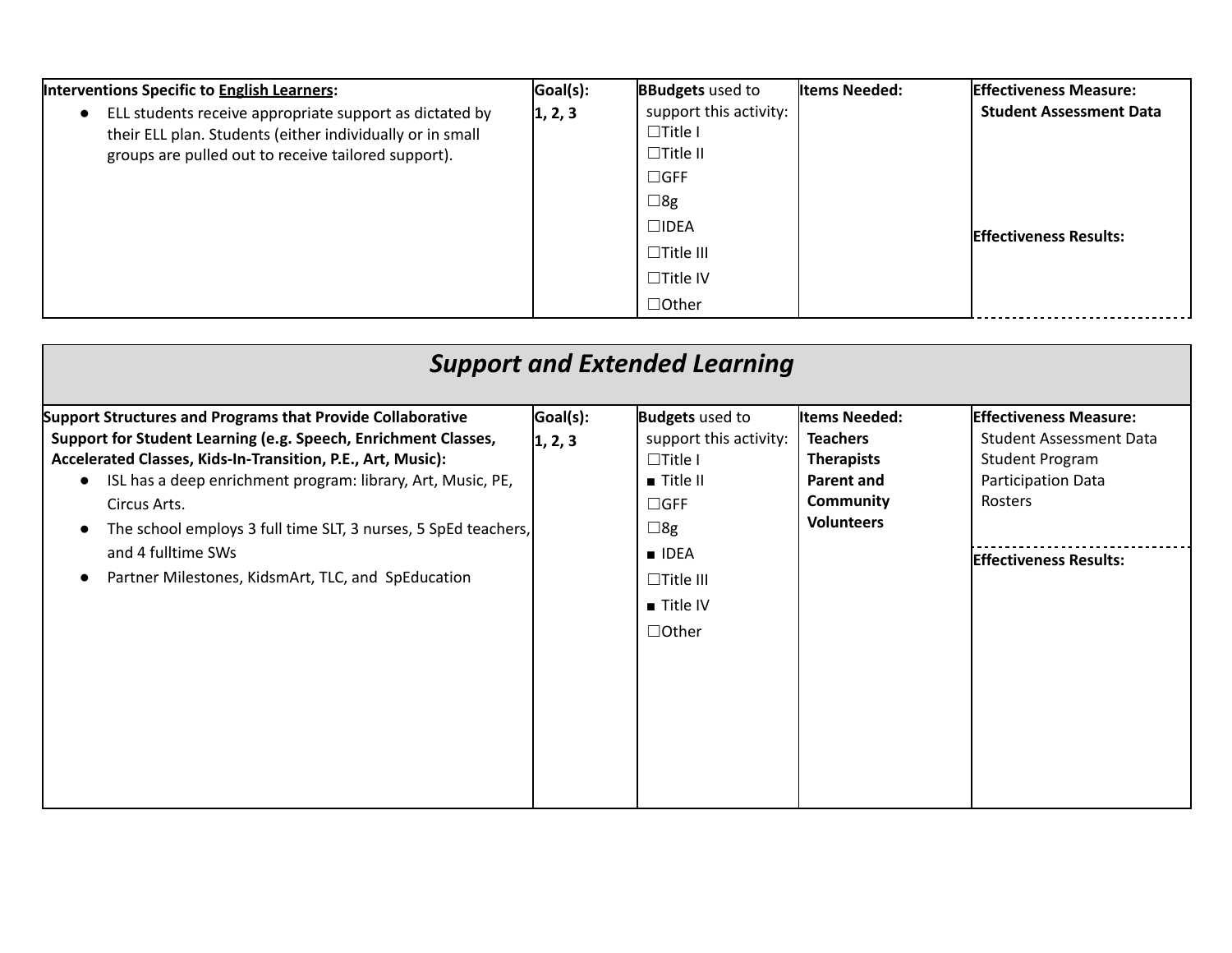| **Interventions Specific to <u>English Learners</u>:** | **Goal(s):** | **BBudgets** used to support this activity: | **Items Needed:** | **Effectiveness Measure:** |
|---|---|---|---|---|
| • ELL students receive appropriate support as dictated by their ELL plan. Students (either individually or in small groups are pulled out to receive tailored support). | **1, 2, 3** | ☐Title I<br>☐Title II<br>☐GFF<br>☐8g<br>☐IDEA<br>☐Title III<br>☐Title IV<br>☐Other | | **Student Assessment Data**<br><br>**Effectiveness Results:** |

# *Support and Extended Learning*

| **Support Structures and Programs that Provide Collaborative Support for Student Learning (e.g. Speech, Enrichment Classes, Accelerated Classes, Kids-In-Transition, P.E., Art, Music):** | **Goal(s):** | **Budgets** used to support this activity: | **Items Needed:** | **Effectiveness Measure:** |
|---|---|---|---|---|
| • ISL has a deep enrichment program: library, Art, Music, PE, Circus Arts.<br>• The school employs 3 full time SLT, 3 nurses, 5 SpEd teachers, and 4 fulltime SWs<br>• Partner Milestones, KidsmArt, TLC, and SpEducation | **1, 2, 3** | ☐Title I<br>■ Title II<br>☐GFF<br>☐8g<br>■ IDEA<br>☐Title III<br>■ Title IV<br>☐Other | **Teachers**<br>**Therapists**<br>**Parent and Community Volunteers** | Student Assessment Data<br>Student Program Participation Data<br>Rosters<br><br>**Effectiveness Results:** |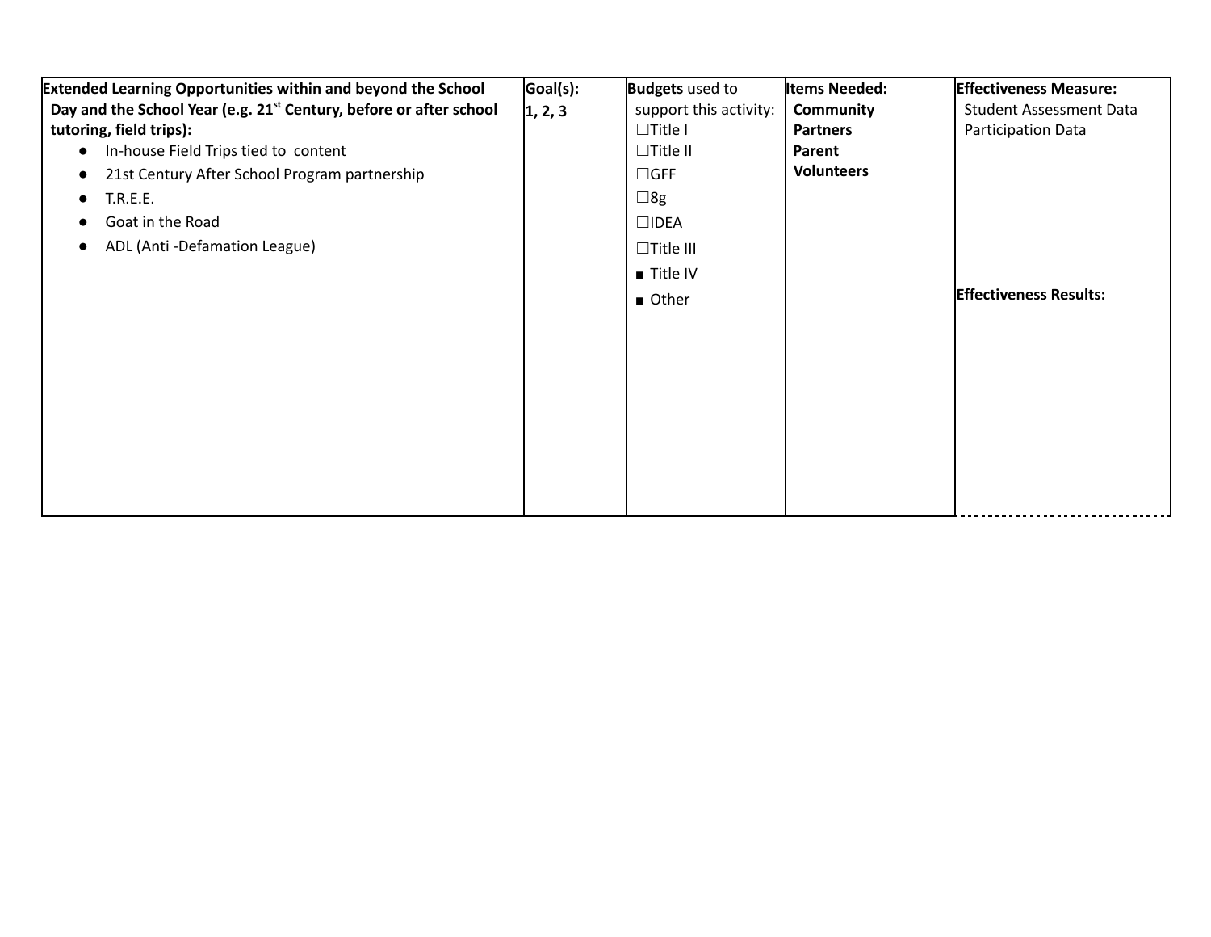| **Extended Learning Opportunities within and beyond the School Day and the School Year (e.g. 21st Century, before or after school tutoring, field trips):**<br>• In-house Field Trips tied to content<br>• 21st Century After School Program partnership<br>• T.R.E.E.<br>• Goat in the Road<br>• ADL (Anti -Defamation League) | **Goal(s):**<br>**1, 2, 3** | **Budgets** used to support this activity:<br>☐Title I<br>☐Title II<br>☐GFF<br>☐8g<br>☐IDEA<br>☐Title III<br>■ Title IV<br>■ Other | **Items Needed:**<br>**Community Partners**<br>**Parent Volunteers** | **Effectiveness Measure:**<br>Student Assessment Data<br>Participation Data<br><br>**Effectiveness Results:** |
|---|---|---|---|---|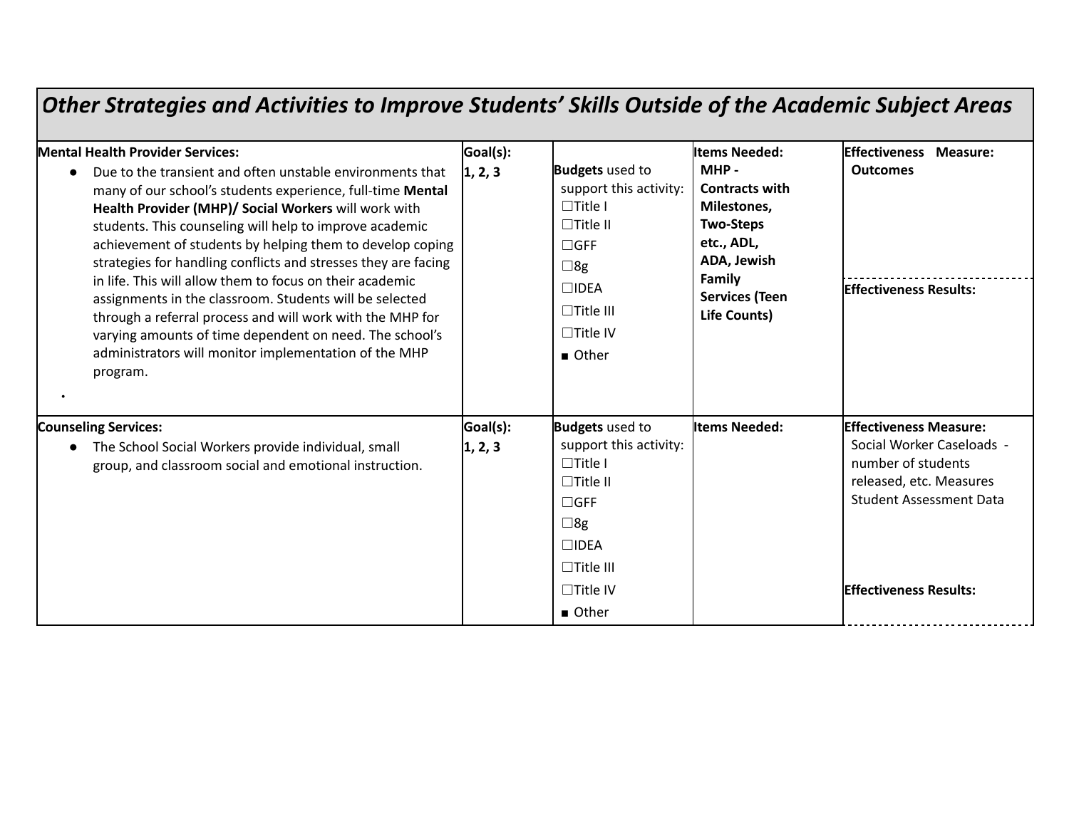## *Other Strategies and Activities to Improve Students' Skills Outside of the Academic Subject Areas*

| Activity | Goal(s) | Budgets | Items Needed | Effectiveness |
|---|---|---|---|---|
| **Mental Health Provider Services:**<br>• Due to the transient and often unstable environments that many of our school's students experience, full-time **Mental Health Provider (MHP)/ Social Workers** will work with students. This counseling will help to improve academic achievement of students by helping them to develop coping strategies for handling conflicts and stresses they are facing in life. This will allow them to focus on their academic assignments in the classroom. Students will be selected through a referral process and will work with the MHP for varying amounts of time dependent on need. The school's administrators will monitor implementation of the MHP program.<br>• | **Goal(s):**<br>**1, 2, 3** | **Budgets** used to support this activity:<br>☐Title I<br>☐Title II<br>☐GFF<br>☐8g<br>☐IDEA<br>☐Title III<br>☐Title IV<br>■ Other | **Items Needed:**<br>**MHP - Contracts with Milestones, Two-Steps etc., ADL, ADA, Jewish Family Services (Teen Life Counts)** | **Effectiveness Measure:**<br>**Outcomes**<br><br>**Effectiveness Results:** |
| **Counseling Services:**<br>• The School Social Workers provide individual, small group, and classroom social and emotional instruction. | **Goal(s):**<br>**1, 2, 3** | **Budgets** used to support this activity:<br>☐Title I<br>☐Title II<br>☐GFF<br>☐8g<br>☐IDEA<br>☐Title III<br>☐Title IV<br>■ Other | **Items Needed:** | **Effectiveness Measure:**<br>Social Worker Caseloads - number of students released, etc. Measures Student Assessment Data<br><br>**Effectiveness Results:** |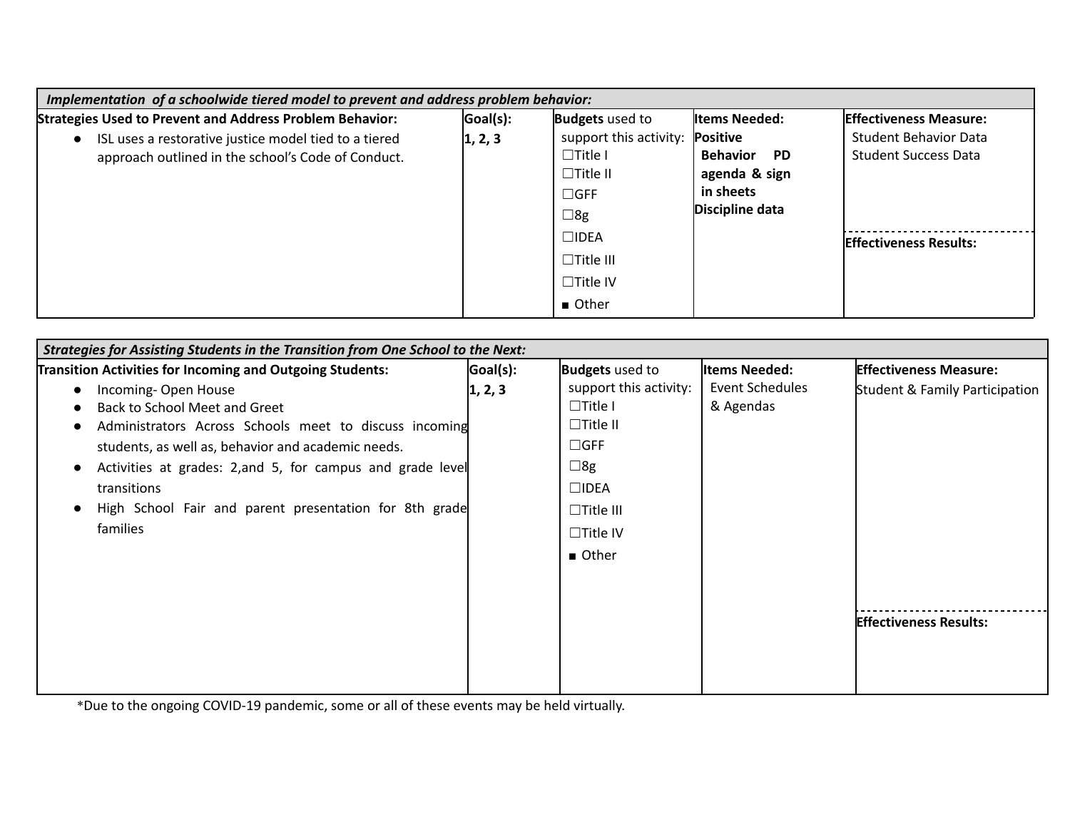| *Implementation of a schoolwide tiered model to prevent and address problem behavior:* | | | | |
|---|---|---|---|---|
| **Strategies Used to Prevent and Address Problem Behavior:** | **Goal(s):** | **Budgets** used to support this activity: | **Items Needed:** | **Effectiveness Measure:** |
| • ISL uses a restorative justice model tied to a tiered approach outlined in the school's Code of Conduct. | **1, 2, 3** | ☐Title I<br>☐Title II<br>☐GFF<br>☐8g<br>☐IDEA<br>☐Title III<br>☐Title IV<br>■ Other | **Positive Behavior PD agenda & sign in sheets**<br>**Discipline data** | Student Behavior Data<br>Student Success Data<br><br>**Effectiveness Results:** |

| *Strategies for Assisting Students in the Transition from One School to the Next:* | | | | |
|---|---|---|---|---|
| **Transition Activities for Incoming and Outgoing Students:** | **Goal(s):** | **Budgets** used to support this activity: | **Items Needed:** | **Effectiveness Measure:** |
| • Incoming- Open House<br>• Back to School Meet and Greet<br>• Administrators Across Schools meet to discuss incoming students, as well as, behavior and academic needs.<br>• Activities at grades: 2,and 5, for campus and grade level transitions<br>• High School Fair and parent presentation for 8th grade families | **1, 2, 3** | ☐Title I<br>☐Title II<br>☐GFF<br>☐8g<br>☐IDEA<br>☐Title III<br>☐Title IV<br>■ Other | Event Schedules & Agendas | Student & Family Participation<br><br>**Effectiveness Results:** |

*Due to the ongoing COVID-19 pandemic, some or all of these events may be held virtually.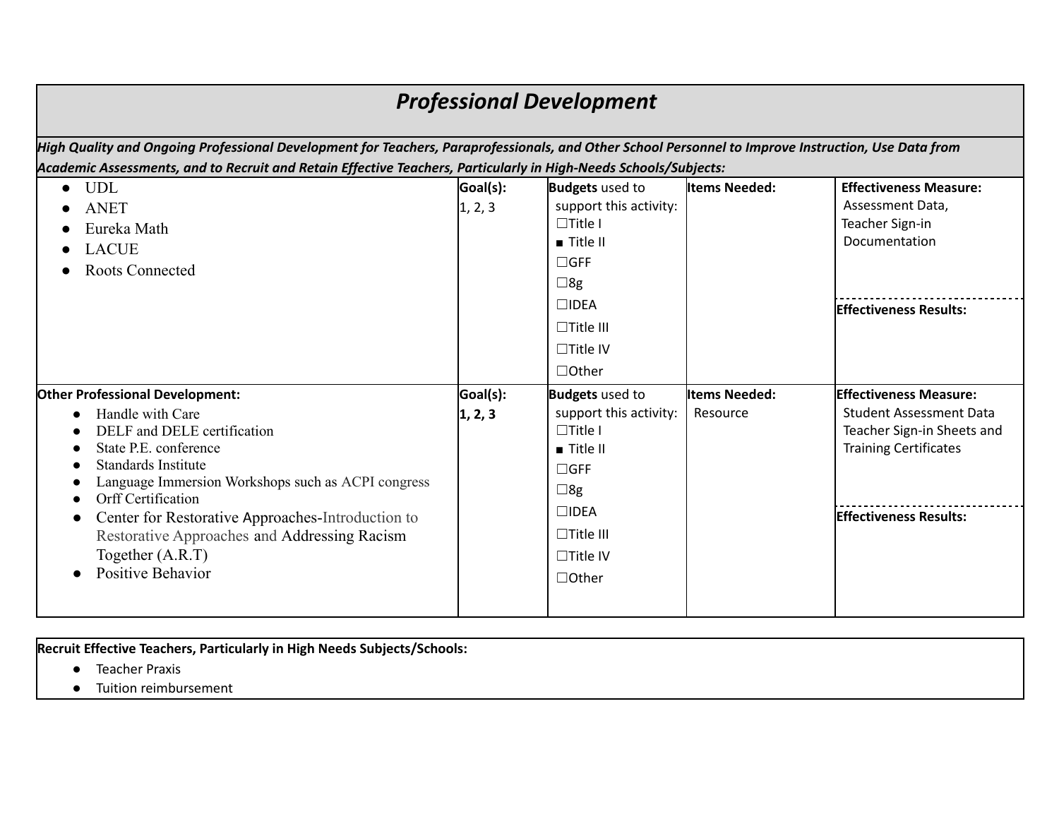## *Professional Development*

***High Quality and Ongoing Professional Development for Teachers, Paraprofessionals, and Other School Personnel to Improve Instruction, Use Data from Academic Assessments, and to Recruit and Retain Effective Teachers, Particularly in High-Needs Schools/Subjects:***

| Activities | Goal(s): | **Budgets** used to support this activity: | **Items Needed:** | **Effectiveness Measure:** |
|---|---|---|---|---|
| • UDL<br>• ANET<br>• Eureka Math<br>• LACUE<br>• Roots Connected | 1, 2, 3 | ☐Title I<br>■ Title II<br>☐GFF<br>☐8g<br>☐IDEA<br>☐Title III<br>☐Title IV<br>☐Other | | Assessment Data, Teacher Sign-in Documentation<br><br>**Effectiveness Results:** |
| **Other Professional Development:**<br>• Handle with Care<br>• DELF and DELE certification<br>• State P.E. conference<br>• Standards Institute<br>• Language Immersion Workshops such as ACPI congress<br>• Orff Certification<br>• Center for Restorative Approaches-Introduction to Restorative Approaches and Addressing Racism Together (A.R.T)<br>• Positive Behavior | **1, 2, 3** | ☐Title I<br>■ Title II<br>☐GFF<br>☐8g<br>☐IDEA<br>☐Title III<br>☐Title IV<br>☐Other | Resource | Student Assessment Data Teacher Sign-in Sheets and Training Certificates<br><br>**Effectiveness Results:** |

**Recruit Effective Teachers, Particularly in High Needs Subjects/Schools:**

- Teacher Praxis
- Tuition reimbursement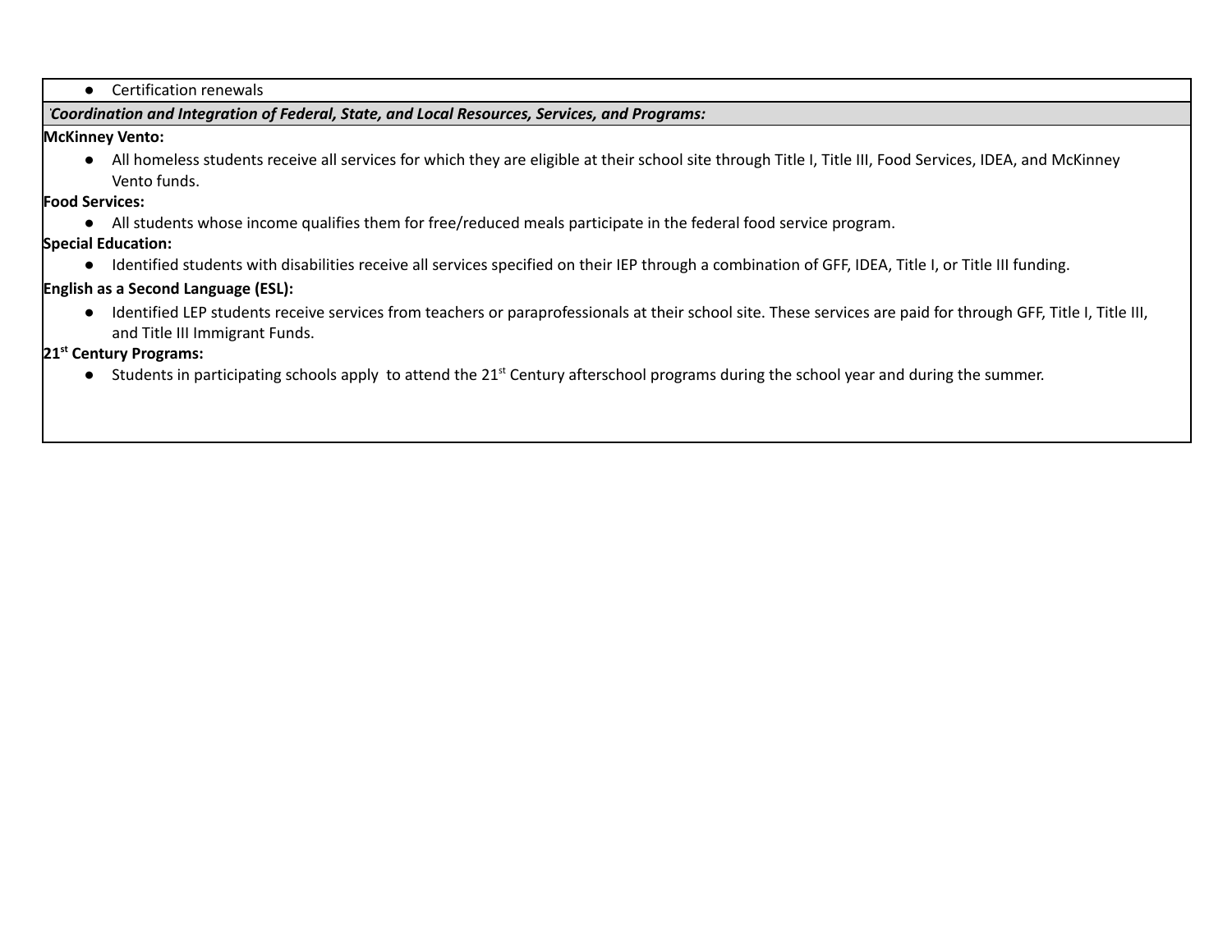- Certification renewals

***Coordination and Integration of Federal, State, and Local Resources, Services, and Programs:***

**McKinney Vento:**

- All homeless students receive all services for which they are eligible at their school site through Title I, Title III, Food Services, IDEA, and McKinney Vento funds.

**Food Services:**

- All students whose income qualifies them for free/reduced meals participate in the federal food service program.

**Special Education:**

- Identified students with disabilities receive all services specified on their IEP through a combination of GFF, IDEA, Title I, or Title III funding.

**English as a Second Language (ESL):**

- Identified LEP students receive services from teachers or paraprofessionals at their school site. These services are paid for through GFF, Title I, Title III, and Title III Immigrant Funds.

**21st Century Programs:**

- Students in participating schools apply to attend the 21st Century afterschool programs during the school year and during the summer.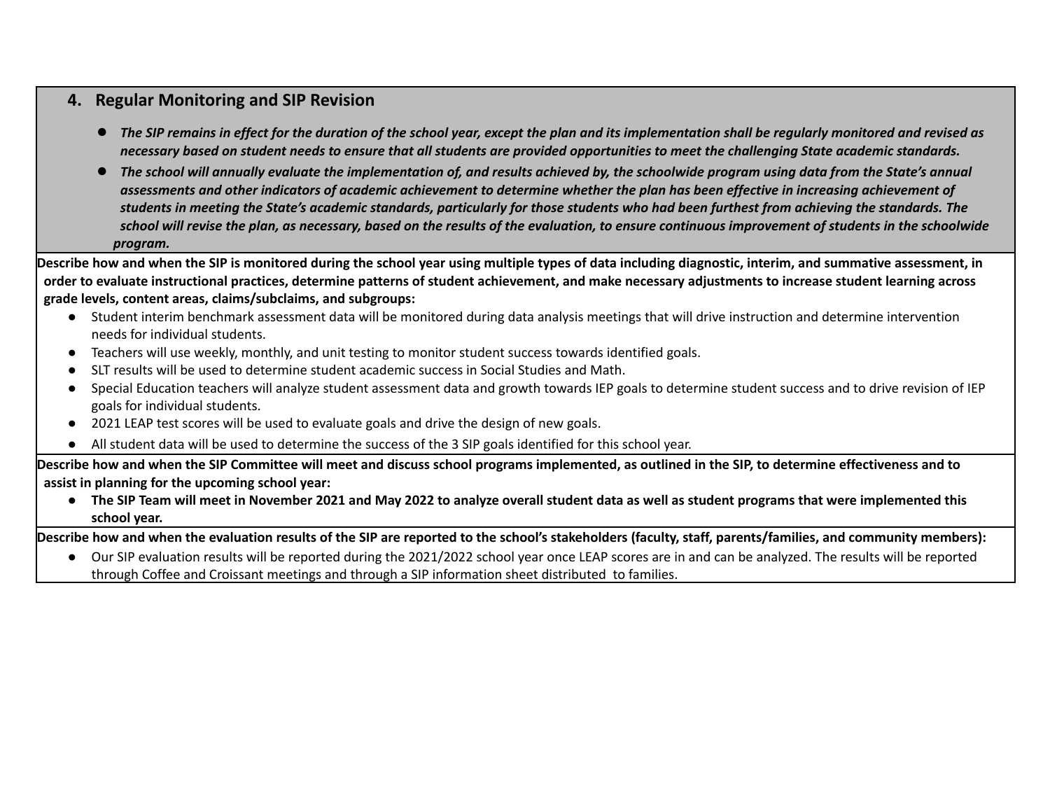## 4. Regular Monitoring and SIP Revision

- ***The SIP remains in effect for the duration of the school year, except the plan and its implementation shall be regularly monitored and revised as necessary based on student needs to ensure that all students are provided opportunities to meet the challenging State academic standards.***
- ***The school will annually evaluate the implementation of, and results achieved by, the schoolwide program using data from the State's annual assessments and other indicators of academic achievement to determine whether the plan has been effective in increasing achievement of students in meeting the State's academic standards, particularly for those students who had been furthest from achieving the standards. The school will revise the plan, as necessary, based on the results of the evaluation, to ensure continuous improvement of students in the schoolwide program.***

**Describe how and when the SIP is monitored during the school year using multiple types of data including diagnostic, interim, and summative assessment, in order to evaluate instructional practices, determine patterns of student achievement, and make necessary adjustments to increase student learning across grade levels, content areas, claims/subclaims, and subgroups:**

- Student interim benchmark assessment data will be monitored during data analysis meetings that will drive instruction and determine intervention needs for individual students.
- Teachers will use weekly, monthly, and unit testing to monitor student success towards identified goals.
- SLT results will be used to determine student academic success in Social Studies and Math.
- Special Education teachers will analyze student assessment data and growth towards IEP goals to determine student success and to drive revision of IEP goals for individual students.
- 2021 LEAP test scores will be used to evaluate goals and drive the design of new goals.
- All student data will be used to determine the success of the 3 SIP goals identified for this school year.

**Describe how and when the SIP Committee will meet and discuss school programs implemented, as outlined in the SIP, to determine effectiveness and to assist in planning for the upcoming school year:**

- **The SIP Team will meet in November 2021 and May 2022 to analyze overall student data as well as student programs that were implemented this school year.**

**Describe how and when the evaluation results of the SIP are reported to the school's stakeholders (faculty, staff, parents/families, and community members):**

- Our SIP evaluation results will be reported during the 2021/2022 school year once LEAP scores are in and can be analyzed. The results will be reported through Coffee and Croissant meetings and through a SIP information sheet distributed to families.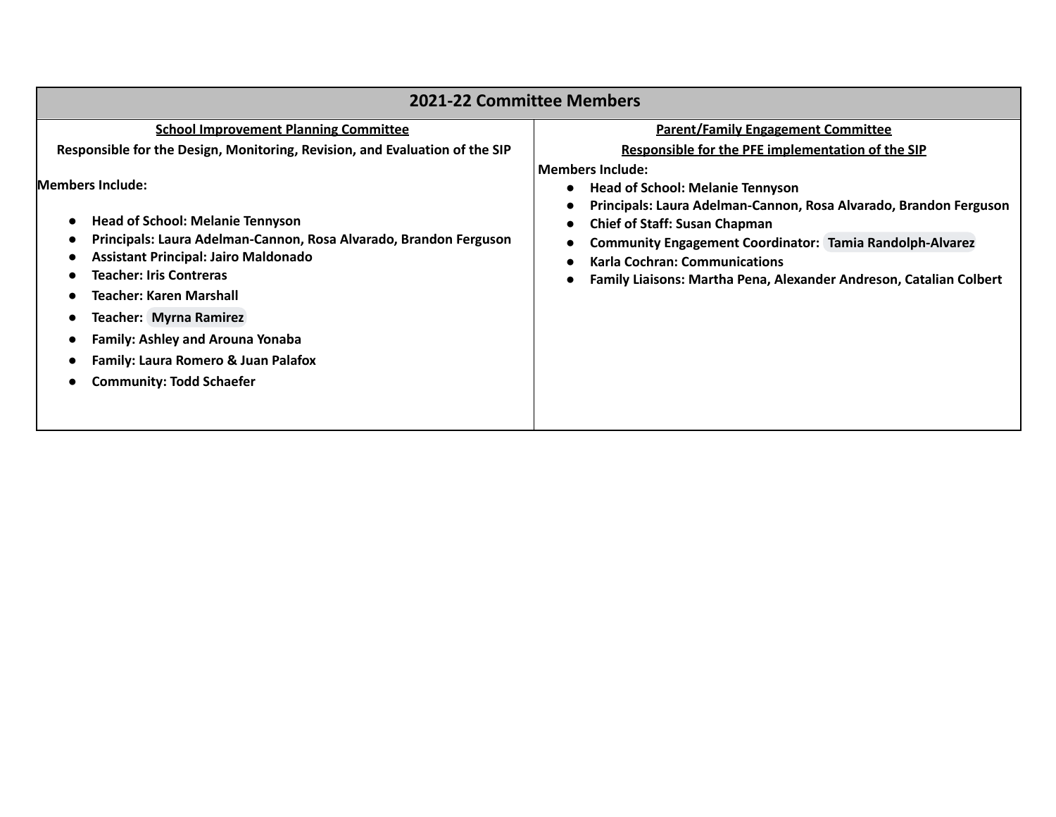| 2021-22 Committee Members | |
|---|---|
| **<u>School Improvement Planning Committee</u>**<br>**Responsible for the Design, Monitoring, Revision, and Evaluation of the SIP**<br><br>**Members Include:**<br><br>● **Head of School: Melanie Tennyson**<br>● **Principals: Laura Adelman-Cannon, Rosa Alvarado, Brandon Ferguson**<br>● **Assistant Principal: Jairo Maldonado**<br>● **Teacher: Iris Contreras**<br>● **Teacher: Karen Marshall**<br>● **Teacher: Myrna Ramirez**<br>● **Family: Ashley and Arouna Yonaba**<br>● **Family: Laura Romero & Juan Palafox**<br>● **Community: Todd Schaefer** | **<u>Parent/Family Engagement Committee</u>**<br>**<u>Responsible for the PFE implementation of the SIP</u>**<br>**Members Include:**<br>● **Head of School: Melanie Tennyson**<br>● **Principals: Laura Adelman-Cannon, Rosa Alvarado, Brandon Ferguson**<br>● **Chief of Staff: Susan Chapman**<br>● **Community Engagement Coordinator: Tamia Randolph-Alvarez**<br>● **Karla Cochran: Communications**<br>● **Family Liaisons: Martha Pena, Alexander Andreson, Catalian Colbert** |